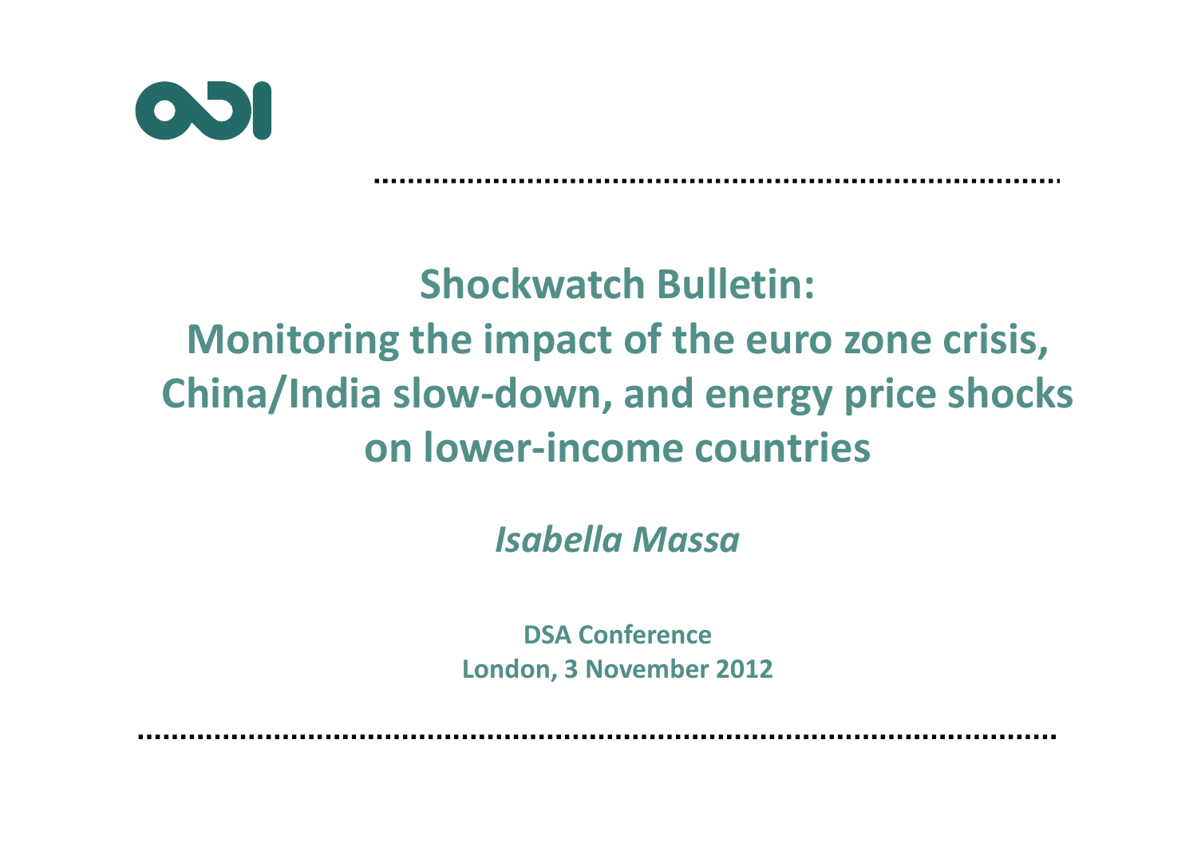# Shockwatch Bulletin: Monitoring the impact of the euro zone crisis, China/India slow-down, and energy price shocks on lower-income countries

*Isabella Massa*

**DSA Conference**
**London, 3 November 2012**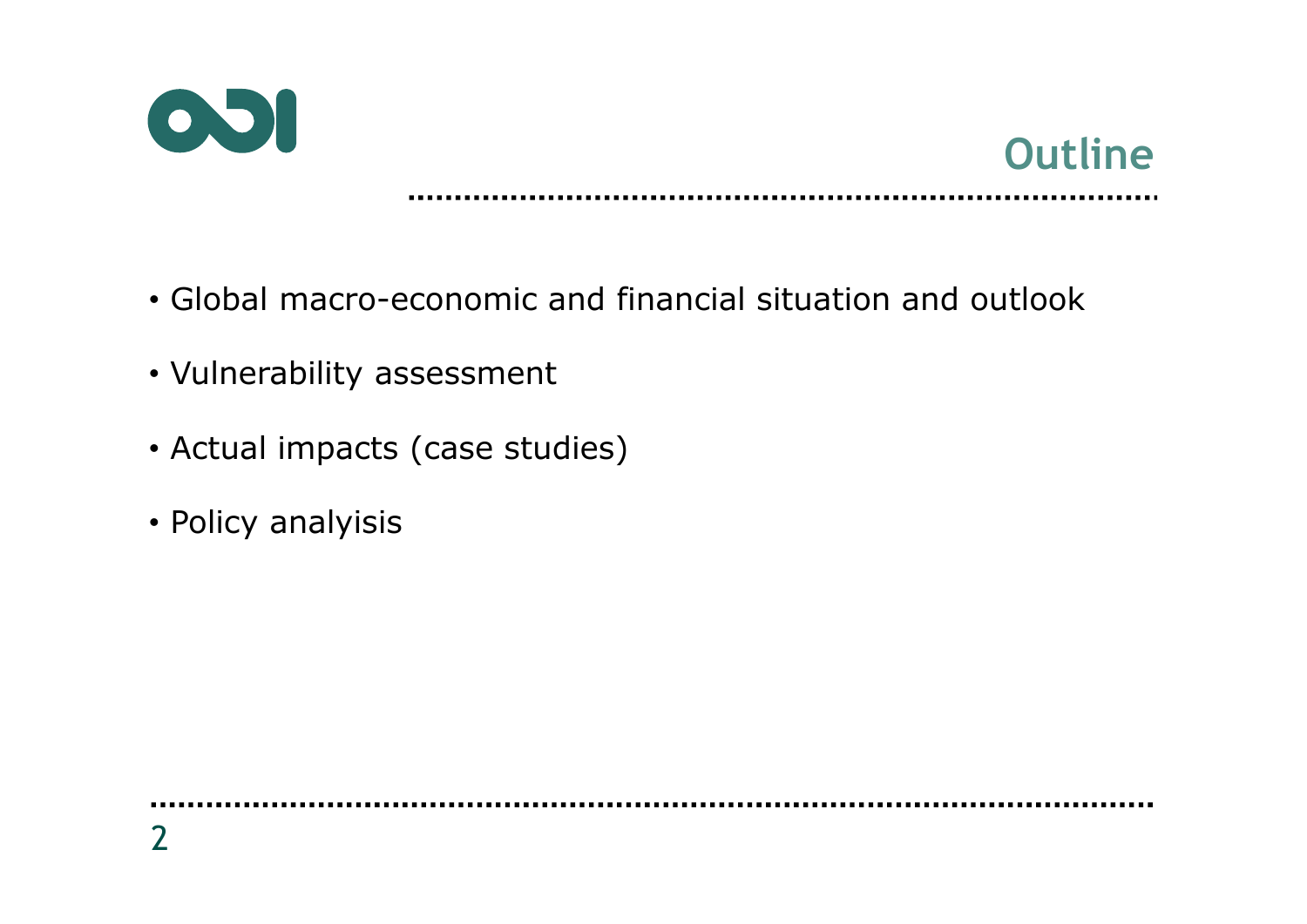# Outline

- Global macro-economic and financial situation and outlook
- Vulnerability assessment
- Actual impacts (case studies)
- Policy analyisis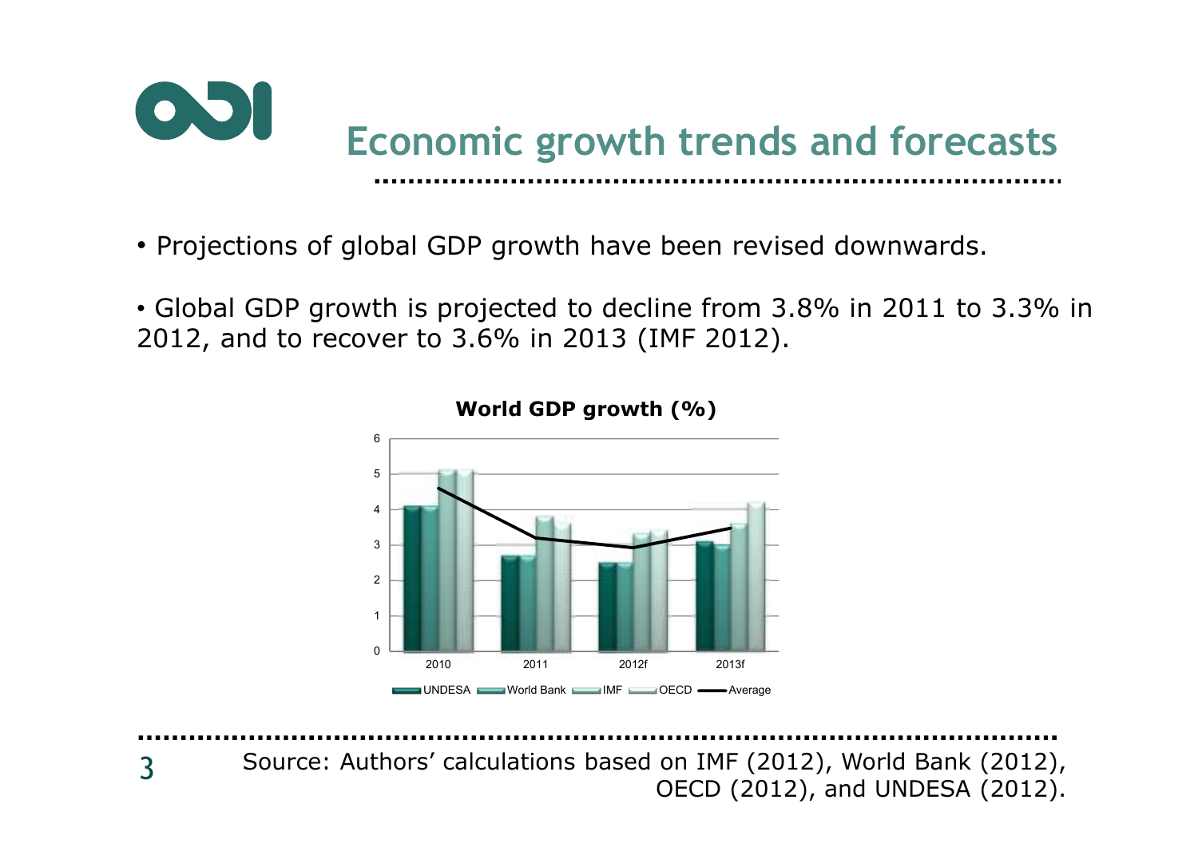# Economic growth trends and forecasts

- Projections of global GDP growth have been revised downwards.
- Global GDP growth is projected to decline from 3.8% in 2011 to 3.3% in 2012, and to recover to 3.6% in 2013 (IMF 2012).

**World GDP growth (%)**

Source: Authors' calculations based on IMF (2012), World Bank (2012), OECD (2012), and UNDESA (2012).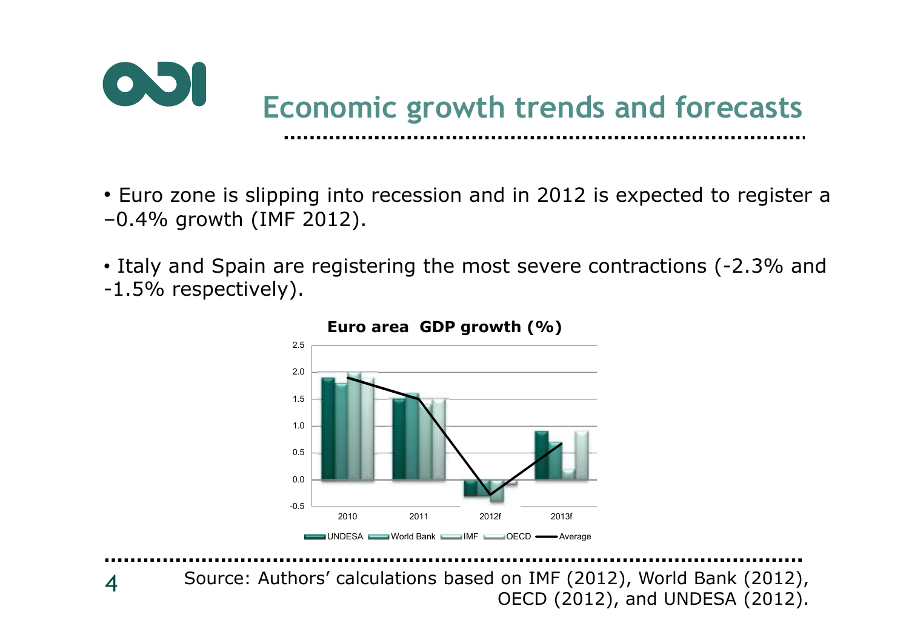## Economic growth trends and forecasts

- Euro zone is slipping into recession and in 2012 is expected to register a –0.4% growth (IMF 2012).
- Italy and Spain are registering the most severe contractions (-2.3% and -1.5% respectively).

**Euro area GDP growth (%)**

Source: Authors' calculations based on IMF (2012), World Bank (2012), OECD (2012), and UNDESA (2012).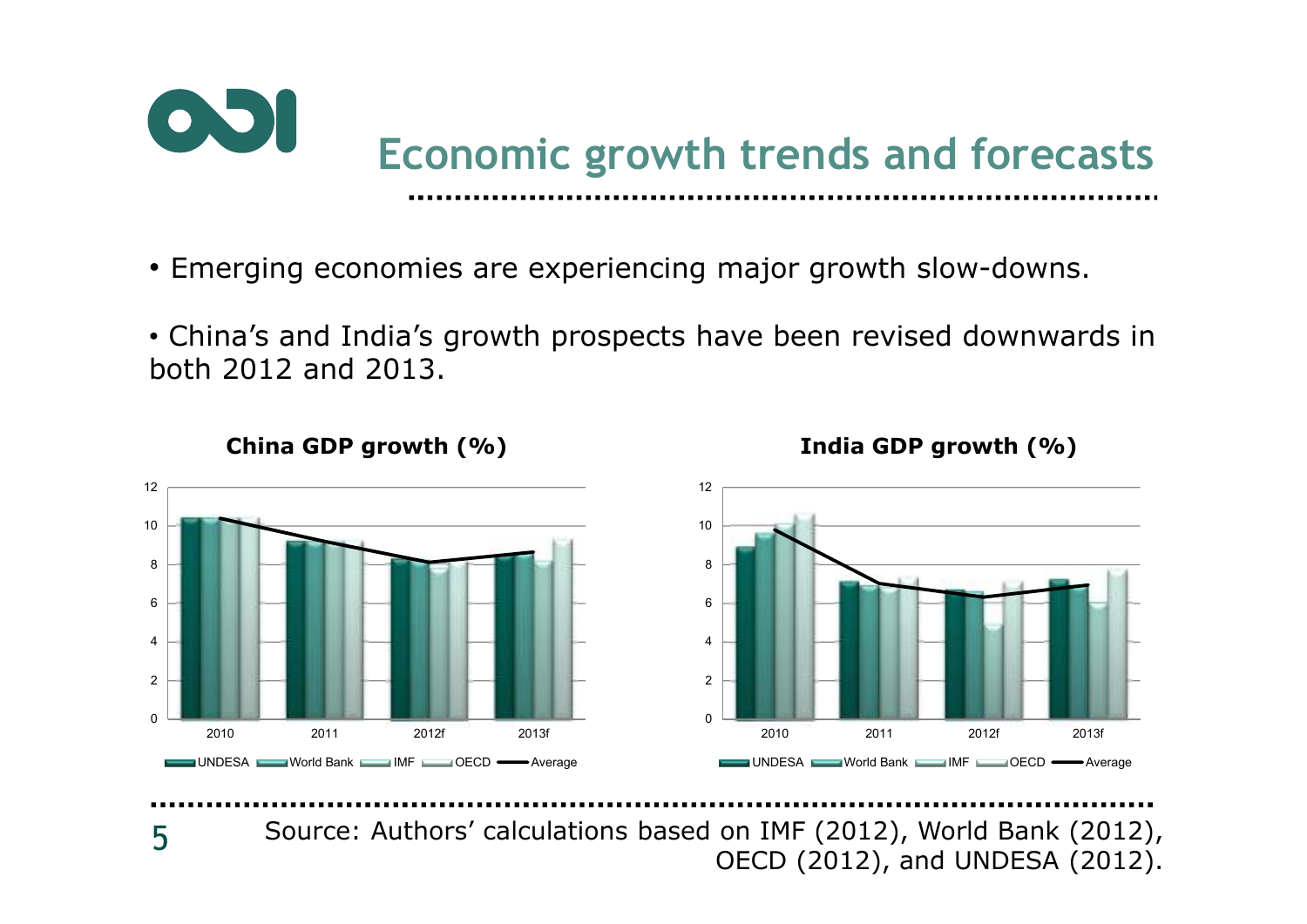# Economic growth trends and forecasts

- Emerging economies are experiencing major growth slow-downs.
- China's and India's growth prospects have been revised downwards in both 2012 and 2013.

**China GDP growth (%)**

**India GDP growth (%)**

Source: Authors' calculations based on IMF (2012), World Bank (2012), OECD (2012), and UNDESA (2012).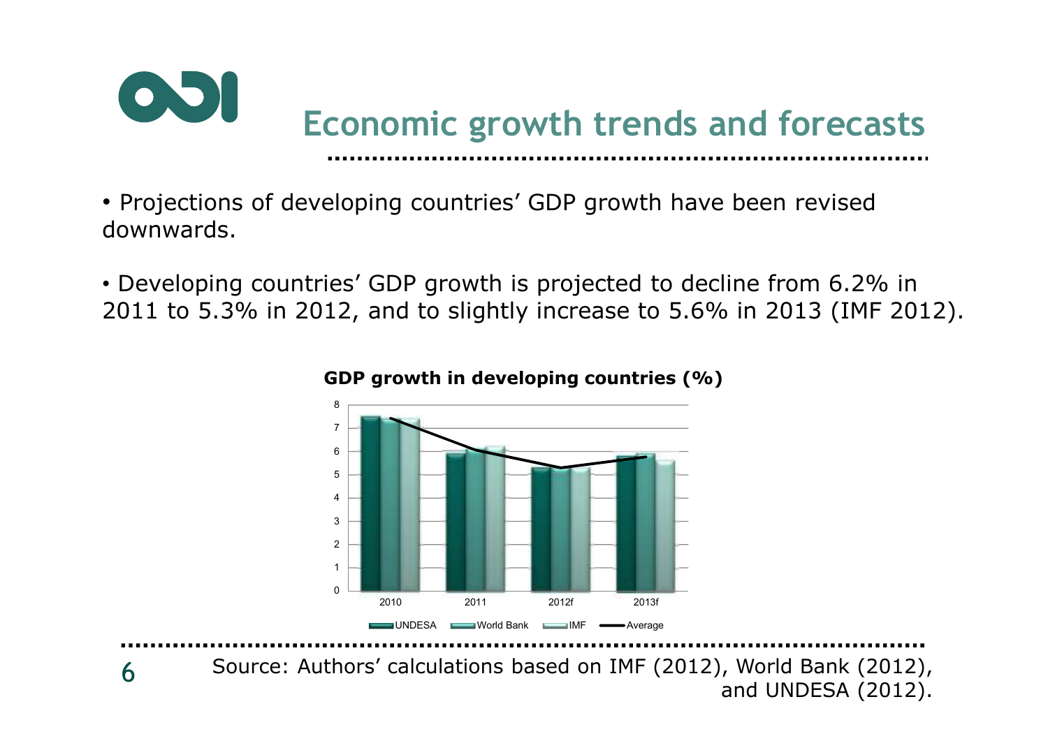# Economic growth trends and forecasts

- Projections of developing countries' GDP growth have been revised downwards.

- Developing countries' GDP growth is projected to decline from 6.2% in 2011 to 5.3% in 2012, and to slightly increase to 5.6% in 2013 (IMF 2012).

**GDP growth in developing countries (%)**

Source: Authors' calculations based on IMF (2012), World Bank (2012), and UNDESA (2012).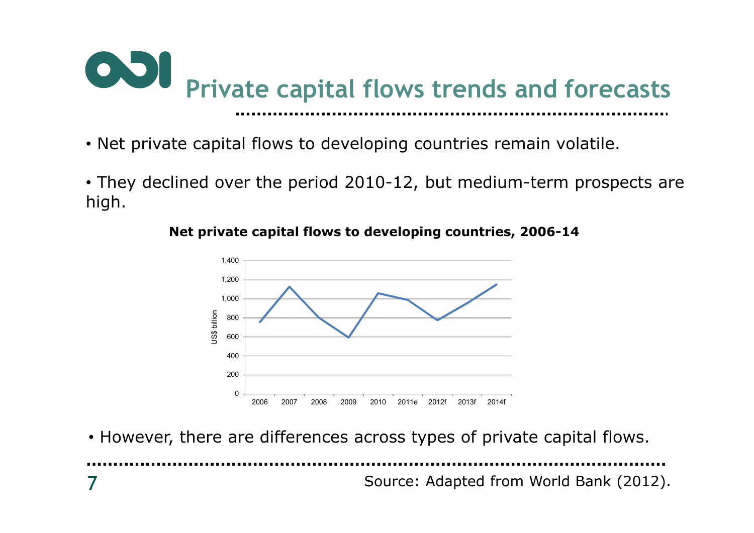# Private capital flows trends and forecasts

- Net private capital flows to developing countries remain volatile.

- They declined over the period 2010-12, but medium-term prospects are high.

**Net private capital flows to developing countries, 2006-14**

- However, there are differences across types of private capital flows.

Source: Adapted from World Bank (2012).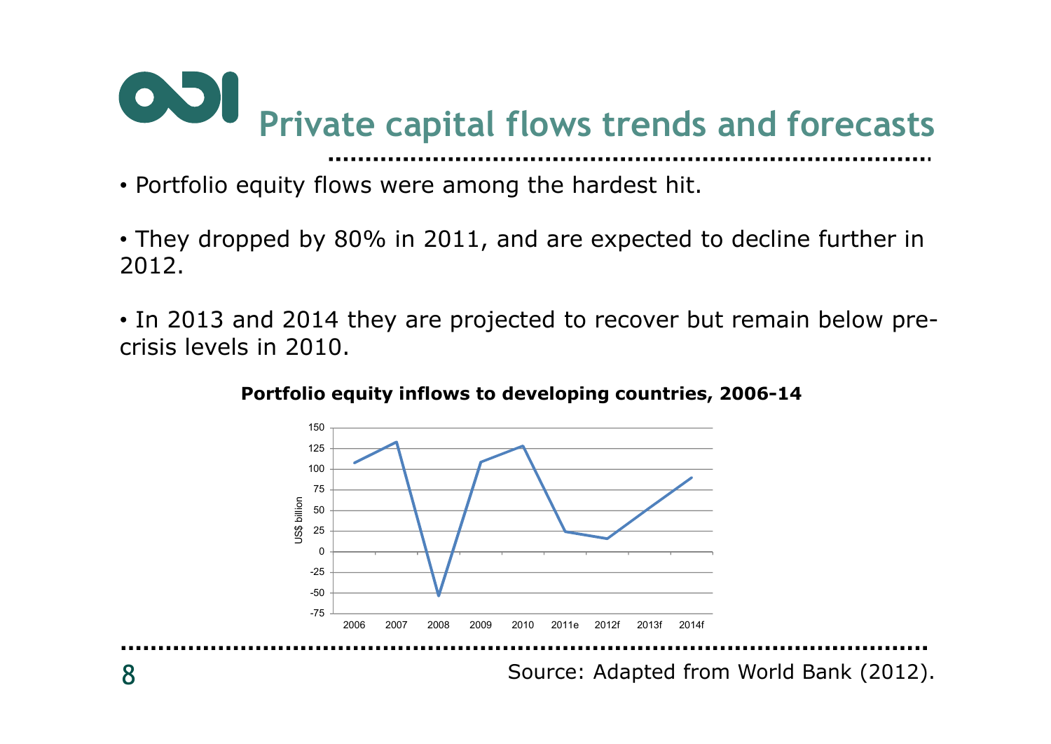# Private capital flows trends and forecasts

- Portfolio equity flows were among the hardest hit.

- They dropped by 80% in 2011, and are expected to decline further in 2012.

- In 2013 and 2014 they are projected to recover but remain below pre-crisis levels in 2010.

**Portfolio equity inflows to developing countries, 2006-14**

Source: Adapted from World Bank (2012).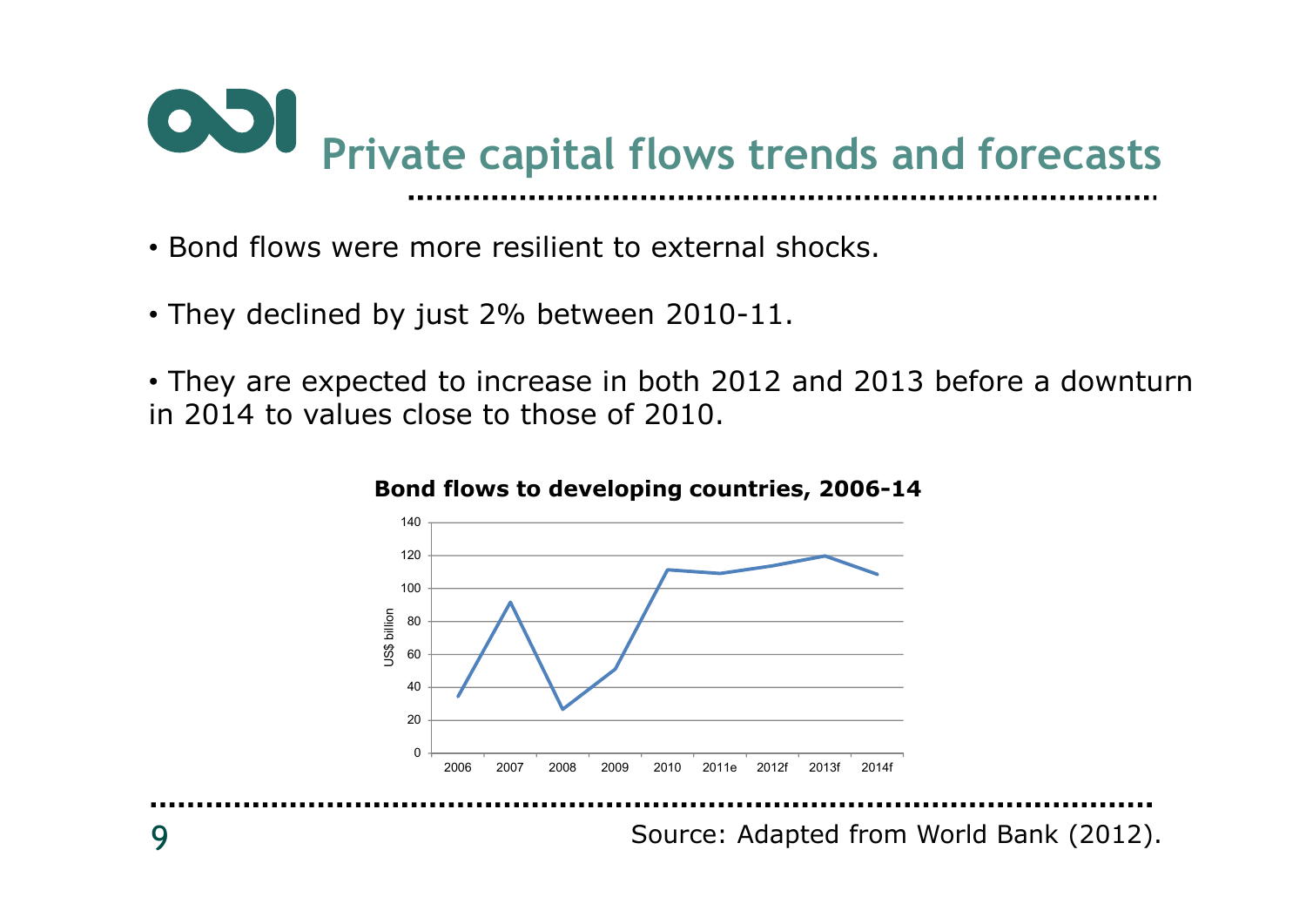# Private capital flows trends and forecasts

- Bond flows were more resilient to external shocks.
- They declined by just 2% between 2010-11.
- They are expected to increase in both 2012 and 2013 before a downturn in 2014 to values close to those of 2010.

**Bond flows to developing countries, 2006-14**

Source: Adapted from World Bank (2012).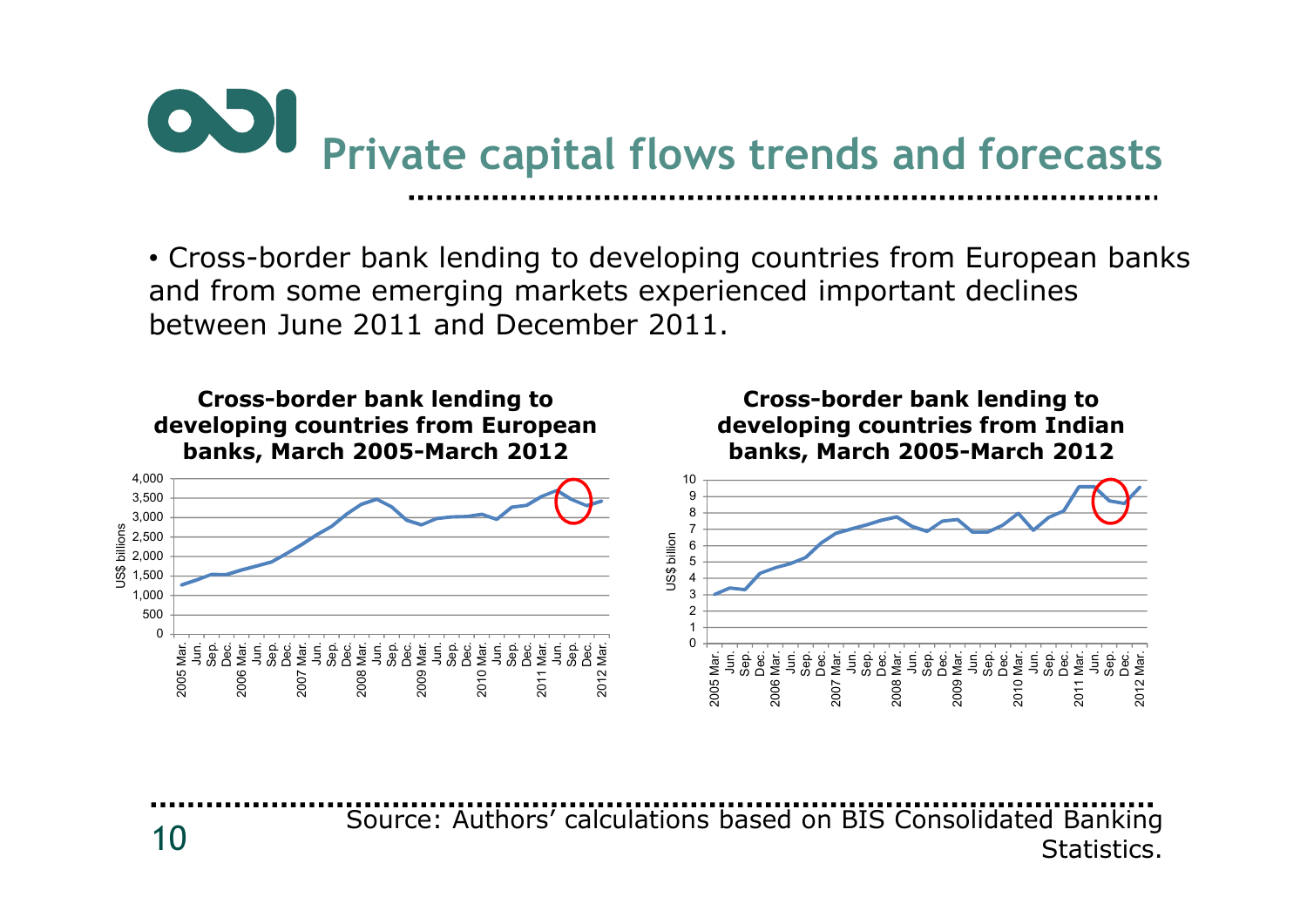# Private capital flows trends and forecasts

- Cross-border bank lending to developing countries from European banks and from some emerging markets experienced important declines between June 2011 and December 2011.

**Cross-border bank lending to developing countries from European banks, March 2005-March 2012**

**Cross-border bank lending to developing countries from Indian banks, March 2005-March 2012**

Source: Authors' calculations based on BIS Consolidated Banking Statistics.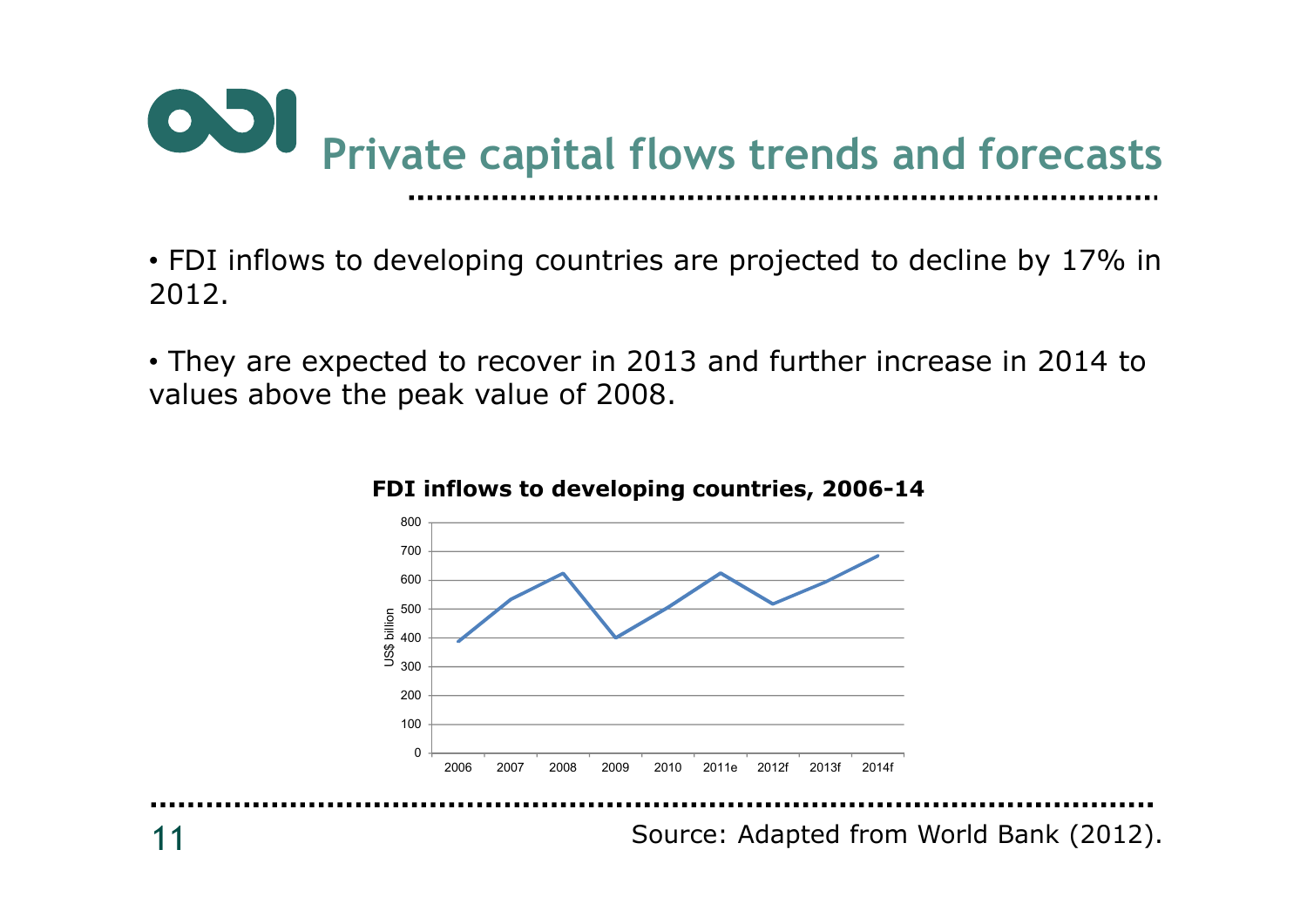# Private capital flows trends and forecasts

- FDI inflows to developing countries are projected to decline by 17% in 2012.

- They are expected to recover in 2013 and further increase in 2014 to values above the peak value of 2008.

**FDI inflows to developing countries, 2006-14**

Source: Adapted from World Bank (2012).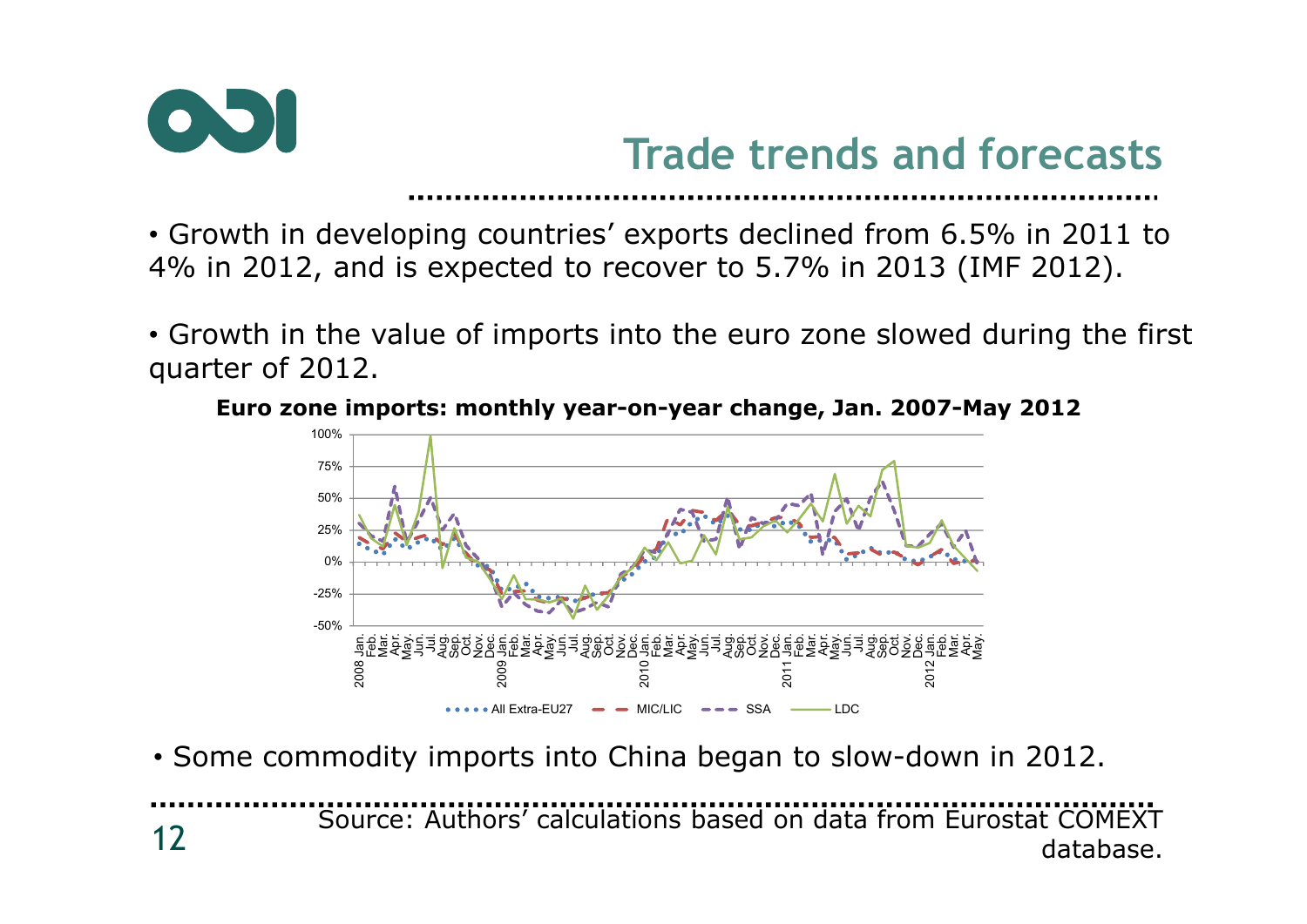## Trade trends and forecasts

- Growth in developing countries' exports declined from 6.5% in 2011 to 4% in 2012, and is expected to recover to 5.7% in 2013 (IMF 2012).

- Growth in the value of imports into the euro zone slowed during the first quarter of 2012.

**Euro zone imports: monthly year-on-year change, Jan. 2007-May 2012**

- Some commodity imports into China began to slow-down in 2012.

Source: Authors' calculations based on data from Eurostat COMEXT database.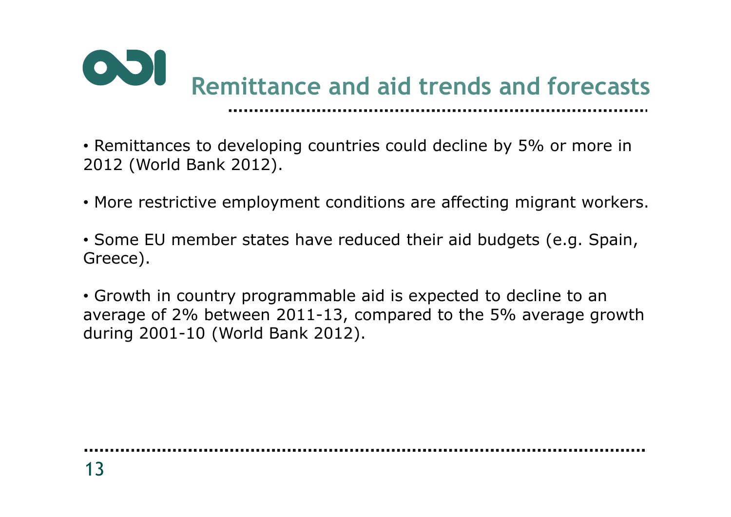# Remittance and aid trends and forecasts

- Remittances to developing countries could decline by 5% or more in 2012 (World Bank 2012).

- More restrictive employment conditions are affecting migrant workers.

- Some EU member states have reduced their aid budgets (e.g. Spain, Greece).

- Growth in country programmable aid is expected to decline to an average of 2% between 2011-13, compared to the 5% average growth during 2001-10 (World Bank 2012).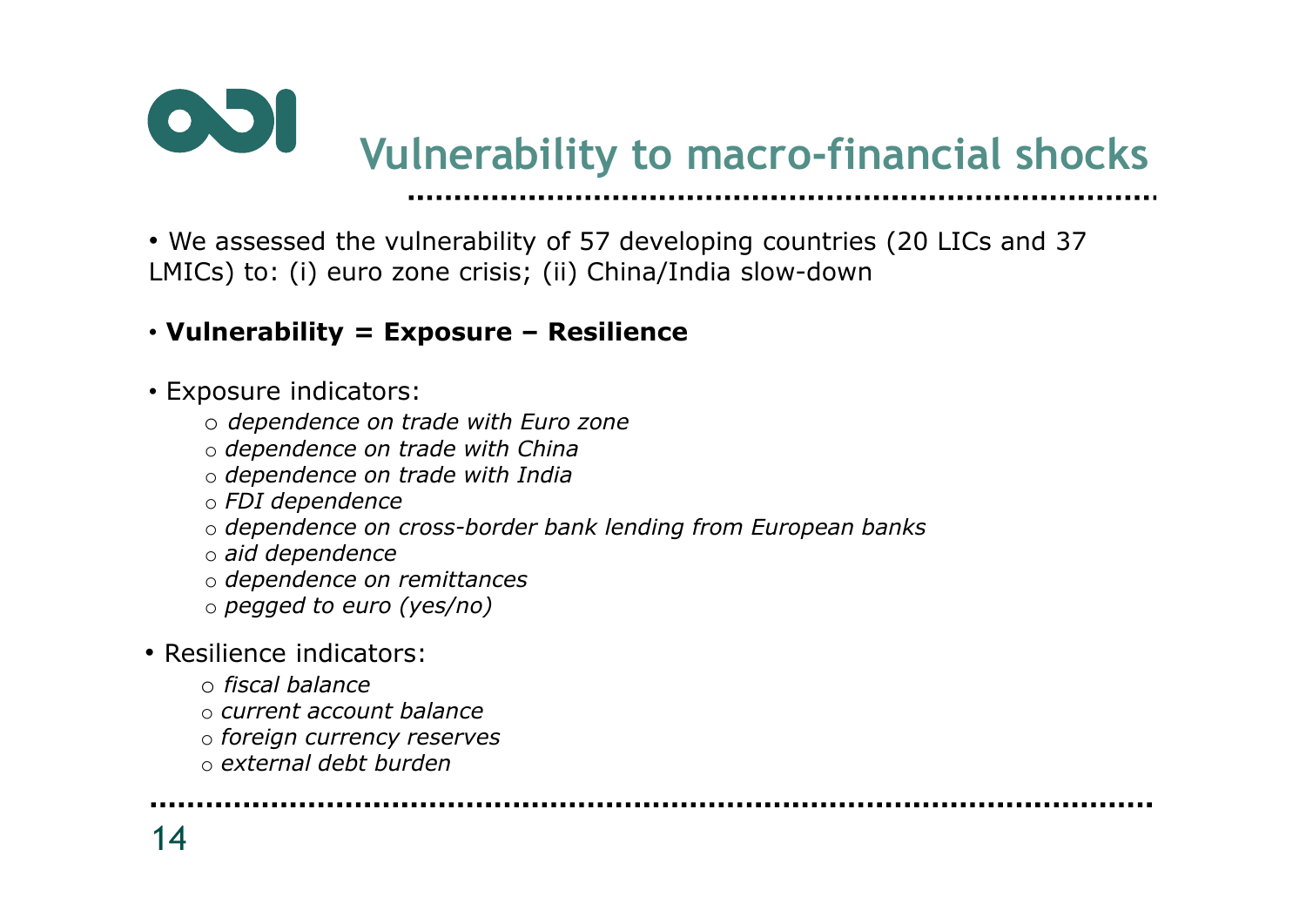# Vulnerability to macro-financial shocks

- We assessed the vulnerability of 57 developing countries (20 LICs and 37 LMICs) to: (i) euro zone crisis; (ii) China/India slow-down

- **Vulnerability = Exposure – Resilience**

- Exposure indicators:
  - *dependence on trade with Euro zone*
  - *dependence on trade with China*
  - *dependence on trade with India*
  - *FDI dependence*
  - *dependence on cross-border bank lending from European banks*
  - *aid dependence*
  - *dependence on remittances*
  - *pegged to euro (yes/no)*

- Resilience indicators:
  - *fiscal balance*
  - *current account balance*
  - *foreign currency reserves*
  - *external debt burden*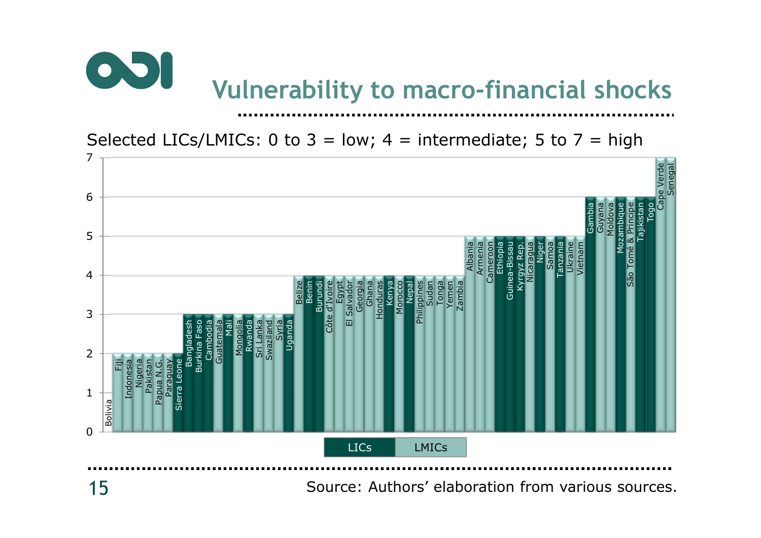# Vulnerability to macro-financial shocks

Selected LICs/LMICs: 0 to 3 = low; 4 = intermediate; 5 to 7 = high

| Country | Score | Group |
|---|---|---|
| Bolivia | 0 | LMICs |
| Fiji | 2 | LMICs |
| Indonesia | 2 | LMICs |
| Nigeria | 2 | LMICs |
| Pakistan | 2 | LMICs |
| Papua N.G. | 2 | LMICs |
| Paraguay | 2 | LMICs |
| Sierra Leone | 2 | LICs |
| Bangladesh | 3 | LICs |
| Burkina Faso | 3 | LICs |
| Cambodia | 3 | LICs |
| Guatemala | 3 | LMICs |
| Mali | 3 | LICs |
| Mongolia | 3 | LMICs |
| Rwanda | 3 | LICs |
| Sri Lanka | 3 | LMICs |
| Swaziland | 3 | LMICs |
| Syria | 3 | LMICs |
| Uganda | 3 | LICs |
| Belize | 4 | LMICs |
| Benin | 4 | LICs |
| Burundi | 4 | LICs |
| Côte d'Ivoire | 4 | LMICs |
| Egypt | 4 | LMICs |
| El Salvador | 4 | LMICs |
| Georgia | 4 | LMICs |
| Ghana | 4 | LMICs |
| Honduras | 4 | LMICs |
| Kenya | 4 | LICs |
| Morocco | 4 | LMICs |
| Nepal | 4 | LICs |
| Philippines | 4 | LMICs |
| Sudan | 4 | LMICs |
| Tonga | 4 | LMICs |
| Yemen | 4 | LMICs |
| Zambia | 4 | LMICs |
| Albania | 5 | LMICs |
| Armenia | 5 | LMICs |
| Cameroon | 5 | LMICs |
| Ethiopia | 5 | LICs |
| Guinea-Bissau | 5 | LICs |
| Kyrgyz Rep. | 5 | LICs |
| Nicaragua | 5 | LMICs |
| Niger | 5 | LICs |
| Samoa | 5 | LMICs |
| Tanzania | 5 | LICs |
| Ukraine | 5 | LMICs |
| Vietnam | 5 | LMICs |
| Gambia | 6 | LICs |
| Guyana | 6 | LMICs |
| Moldova | 6 | LMICs |
| Mozambique | 6 | LICs |
| São Tomé & Principe | 6 | LMICs |
| Tajikistan | 6 | LICs |
| Togo | 6 | LICs |
| Cape Verde | 7 | LMICs |
| Senegal | 7 | LMICs |

Source: Authors' elaboration from various sources.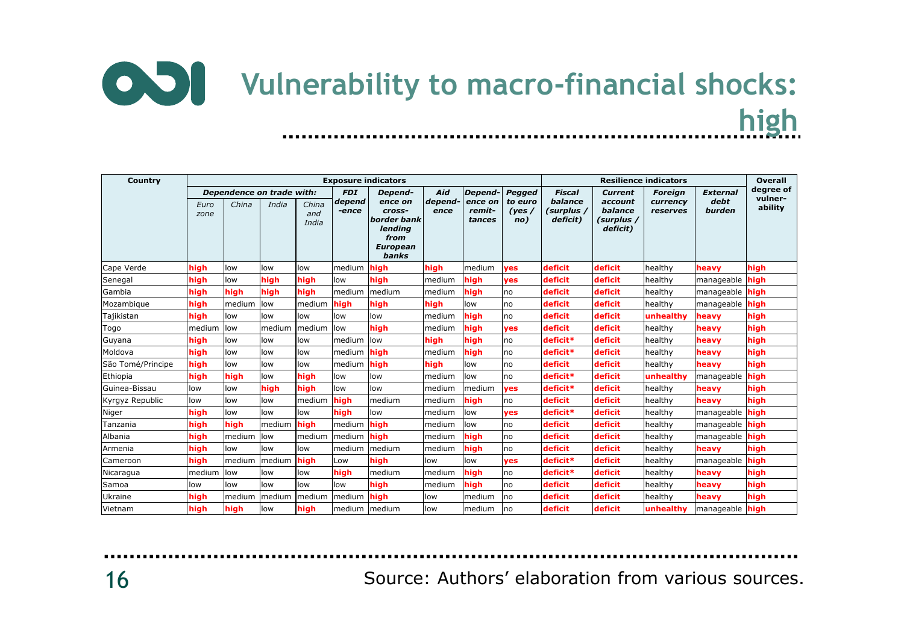# Vulnerability to macro-financial shocks: high

| Country | Exposure indicators | | | | | | | | | Resilience indicators | | | | Overall degree of vulner-ability |
|---|---|---|---|---|---|---|---|---|---|---|---|---|---|---|
| | *Dependence on trade with:* | | | | *FDI depend -ence* | *Depend-ence on cross-border bank lending from European banks* | *Aid depend-ence* | *Depend-ence on remit-tances* | *Pegged to euro (yes / no)* | *Fiscal balance (surplus / deficit)* | *Current account balance (surplus / deficit)* | *Foreign currency reserves* | *External debt burden* | |
| | *Euro zone* | *China* | *India* | *China and India* | | | | | | | | | | |
| Cape Verde | high | low | low | low | medium | high | high | medium | yes | deficit | deficit | healthy | heavy | high |
| Senegal | high | low | high | high | low | high | medium | high | yes | deficit | deficit | healthy | manageable | high |
| Gambia | high | high | high | high | medium | medium | medium | high | no | deficit | deficit | healthy | manageable | high |
| Mozambique | high | medium | low | medium | high | high | high | low | no | deficit | deficit | healthy | manageable | high |
| Tajikistan | high | low | low | low | low | low | medium | high | no | deficit | deficit | unhealthy | heavy | high |
| Togo | medium | low | medium | medium | low | high | medium | high | yes | deficit | deficit | healthy | heavy | high |
| Guyana | high | low | low | low | medium | low | high | high | no | deficit* | deficit | healthy | heavy | high |
| Moldova | high | low | low | low | medium | high | medium | high | no | deficit* | deficit | healthy | heavy | high |
| São Tomé/Principe | high | low | low | low | medium | high | high | low | no | deficit | deficit | healthy | heavy | high |
| Ethiopia | high | high | low | high | low | low | medium | low | no | deficit* | deficit | unhealthy | manageable | high |
| Guinea-Bissau | low | low | high | high | low | low | medium | medium | yes | deficit* | deficit | healthy | heavy | high |
| Kyrgyz Republic | low | low | low | medium | high | medium | medium | high | no | deficit | deficit | healthy | heavy | high |
| Niger | high | low | low | low | high | low | medium | low | yes | deficit* | deficit | healthy | manageable | high |
| Tanzania | high | high | medium | high | medium | high | medium | low | no | deficit | deficit | healthy | manageable | high |
| Albania | high | medium | low | medium | medium | high | medium | high | no | deficit | deficit | healthy | manageable | high |
| Armenia | high | low | low | low | medium | medium | medium | high | no | deficit | deficit | healthy | heavy | high |
| Cameroon | high | medium | medium | high | Low | high | low | low | yes | deficit* | deficit | healthy | manageable | high |
| Nicaragua | medium | low | low | low | high | medium | medium | high | no | deficit* | deficit | healthy | heavy | high |
| Samoa | low | low | low | low | low | high | medium | high | no | deficit | deficit | healthy | heavy | high |
| Ukraine | high | medium | medium | medium | medium | high | low | medium | no | deficit | deficit | healthy | heavy | high |
| Vietnam | high | high | low | high | medium | medium | low | medium | no | deficit | deficit | unhealthy | manageable | high |

Source: Authors' elaboration from various sources.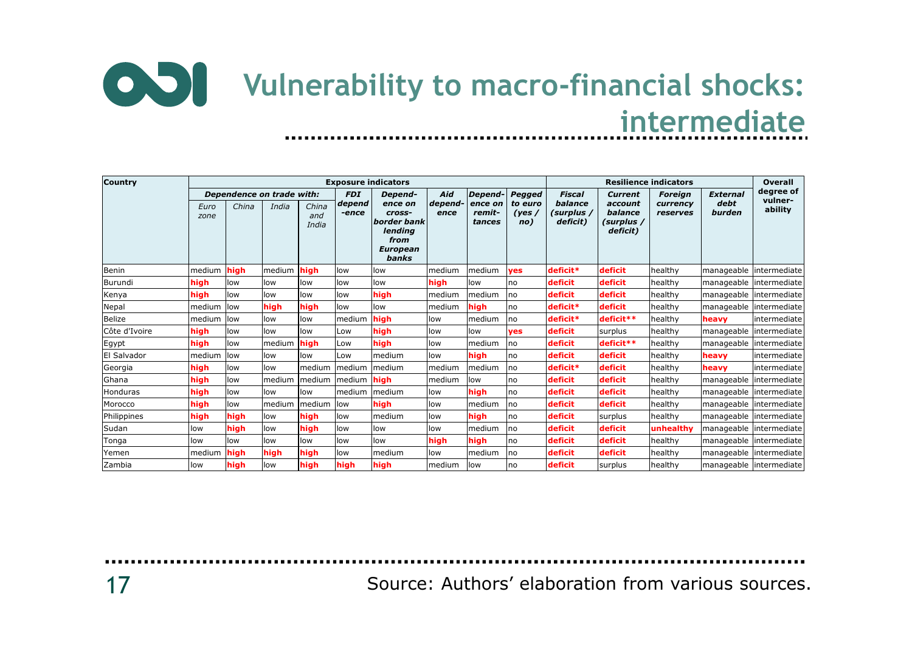# Vulnerability to macro-financial shocks: intermediate

| Country | Exposure indicators | | | | | | | | | Resilience indicators | | | | Overall degree of vulner-ability |
|---|---|---|---|---|---|---|---|---|---|---|---|---|---|---|
| | *Dependence on trade with:* | | | | *FDI depend-ence* | *Depend-ence on cross-border bank lending from European banks* | *Aid depend-ence* | *Depend-ence on remit-tances* | *Pegged to euro (yes / no)* | *Fiscal balance (surplus / deficit)* | *Current account balance (surplus / deficit)* | *Foreign currency reserves* | *External debt burden* | |
| | *Euro zone* | *China* | *India* | *China and India* | | | | | | | | | | |
| Benin | medium | **high** | medium | **high** | low | low | medium | medium | **yes** | **deficit*** | **deficit** | healthy | manageable | intermediate |
| Burundi | **high** | low | low | low | low | low | **high** | low | no | **deficit** | **deficit** | healthy | manageable | intermediate |
| Kenya | **high** | low | low | low | low | **high** | medium | medium | no | **deficit** | **deficit** | healthy | manageable | intermediate |
| Nepal | medium | low | **high** | **high** | low | low | medium | **high** | no | **deficit*** | **deficit** | healthy | manageable | intermediate |
| Belize | medium | low | low | low | medium | **high** | low | medium | no | **deficit*** | **deficit**** | healthy | **heavy** | intermediate |
| Côte d'Ivoire | **high** | low | low | low | Low | **high** | low | low | **yes** | **deficit** | surplus | healthy | manageable | intermediate |
| Egypt | **high** | low | medium | **high** | Low | **high** | low | medium | no | **deficit** | **deficit**** | healthy | manageable | intermediate |
| El Salvador | medium | low | low | low | Low | medium | low | **high** | no | **deficit** | **deficit** | healthy | **heavy** | intermediate |
| Georgia | **high** | low | low | medium | medium | medium | medium | medium | no | **deficit*** | **deficit** | healthy | **heavy** | intermediate |
| Ghana | **high** | low | medium | medium | medium | **high** | medium | low | no | **deficit** | **deficit** | healthy | manageable | intermediate |
| Honduras | **high** | low | low | low | medium | medium | low | **high** | no | **deficit** | **deficit** | healthy | manageable | intermediate |
| Morocco | **high** | low | medium | medium | low | **high** | low | medium | no | **deficit** | **deficit** | healthy | manageable | intermediate |
| Philippines | **high** | **high** | low | **high** | low | medium | low | **high** | no | **deficit** | surplus | healthy | manageable | intermediate |
| Sudan | low | **high** | low | **high** | low | low | low | medium | no | **deficit** | **deficit** | **unhealthy** | manageable | intermediate |
| Tonga | low | low | low | low | low | low | **high** | **high** | no | **deficit** | **deficit** | healthy | manageable | intermediate |
| Yemen | medium | **high** | **high** | **high** | low | medium | low | medium | no | **deficit** | **deficit** | healthy | manageable | intermediate |
| Zambia | low | **high** | low | **high** | **high** | **high** | medium | low | no | **deficit** | surplus | healthy | manageable | intermediate |

Source: Authors' elaboration from various sources.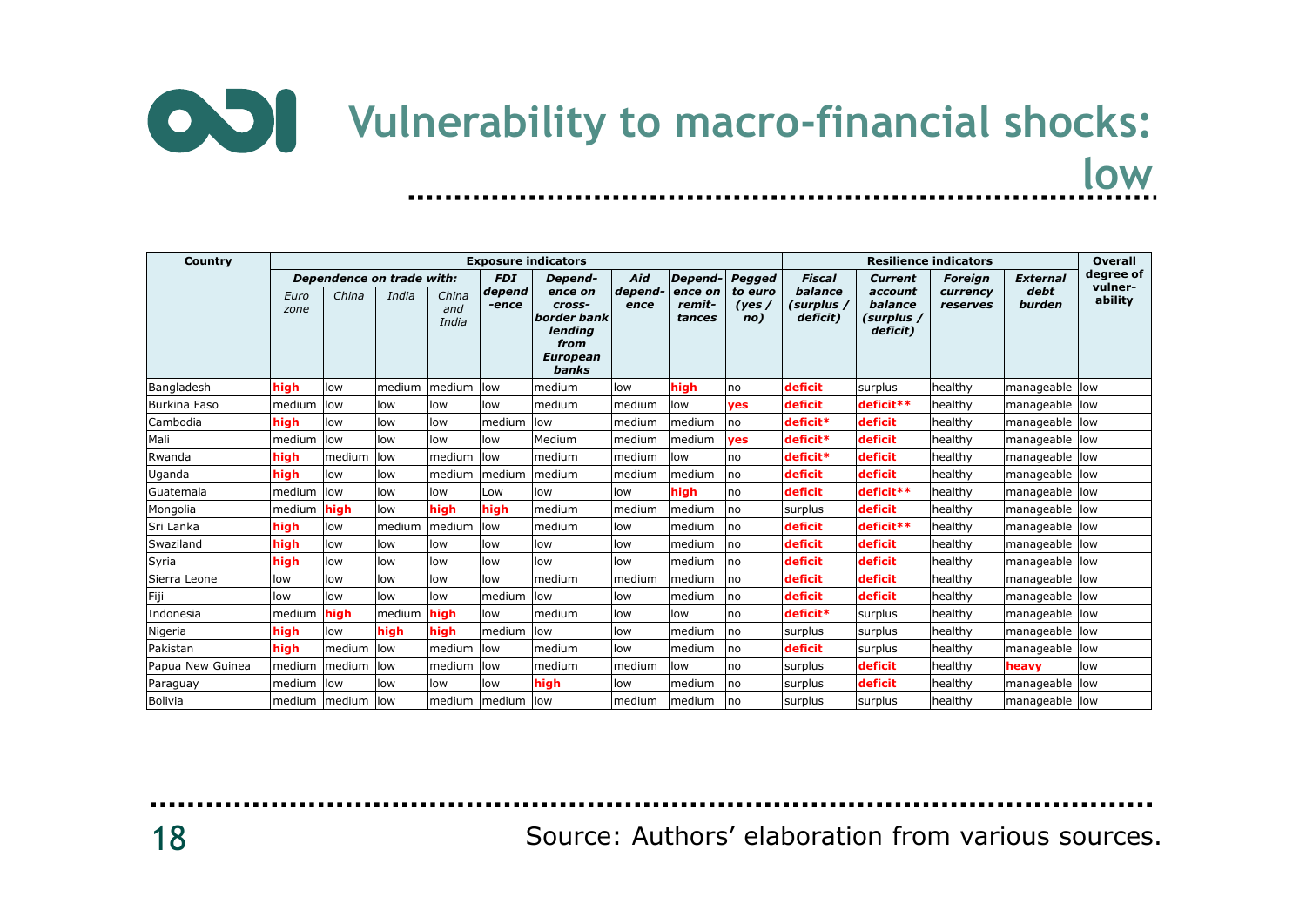# Vulnerability to macro-financial shocks: low

| Country | Exposure indicators | | | | | | | | | Resilience indicators | | | | Overall degree of vulner-ability |
|---|---|---|---|---|---|---|---|---|---|---|---|---|---|---|
| | Dependence on trade with: | | | | FDI depend-ence | Depend-ence on cross-border bank lending from European banks | Aid depend-ence | Depend-ence on remit-tances | Pegged to euro (yes / no) | Fiscal balance (surplus / deficit) | Current account balance (surplus / deficit) | Foreign currency reserves | External debt burden | |
| | Euro zone | China | India | China and India | | | | | | | | | | |
| Bangladesh | **high** | low | medium | medium | low | medium | low | **high** | no | **deficit** | surplus | healthy | manageable | low |
| Burkina Faso | medium | low | low | low | low | medium | medium | low | **yes** | **deficit** | **deficit**** | healthy | manageable | low |
| Cambodia | **high** | low | low | low | medium | low | medium | medium | no | **deficit*** | **deficit** | healthy | manageable | low |
| Mali | medium | low | low | low | low | Medium | medium | medium | **yes** | **deficit*** | **deficit** | healthy | manageable | low |
| Rwanda | **high** | medium | low | medium | low | medium | medium | low | no | **deficit*** | **deficit** | healthy | manageable | low |
| Uganda | **high** | low | low | medium | medium | medium | medium | medium | no | **deficit** | **deficit** | healthy | manageable | low |
| Guatemala | medium | low | low | low | Low | low | low | **high** | no | **deficit** | **deficit**** | healthy | manageable | low |
| Mongolia | medium | **high** | low | **high** | **high** | medium | medium | medium | no | surplus | **deficit** | healthy | manageable | low |
| Sri Lanka | **high** | low | medium | medium | low | medium | low | medium | no | **deficit** | **deficit**** | healthy | manageable | low |
| Swaziland | **high** | low | low | low | low | low | low | medium | no | **deficit** | **deficit** | healthy | manageable | low |
| Syria | **high** | low | low | low | low | low | low | medium | no | **deficit** | **deficit** | healthy | manageable | low |
| Sierra Leone | low | low | low | low | low | medium | medium | medium | no | **deficit** | **deficit** | healthy | manageable | low |
| Fiji | low | low | low | low | medium | low | low | medium | no | **deficit** | **deficit** | healthy | manageable | low |
| Indonesia | medium | **high** | medium | **high** | low | medium | low | low | no | **deficit*** | surplus | healthy | manageable | low |
| Nigeria | **high** | low | **high** | **high** | medium | low | low | medium | no | surplus | surplus | healthy | manageable | low |
| Pakistan | **high** | medium | low | medium | low | medium | low | medium | no | **deficit** | surplus | healthy | manageable | low |
| Papua New Guinea | medium | medium | low | medium | low | medium | medium | low | no | surplus | **deficit** | healthy | **heavy** | low |
| Paraguay | medium | low | low | low | low | **high** | low | medium | no | surplus | **deficit** | healthy | manageable | low |
| Bolivia | medium | medium | low | medium | medium | low | medium | medium | no | surplus | surplus | healthy | manageable | low |

Source: Authors' elaboration from various sources.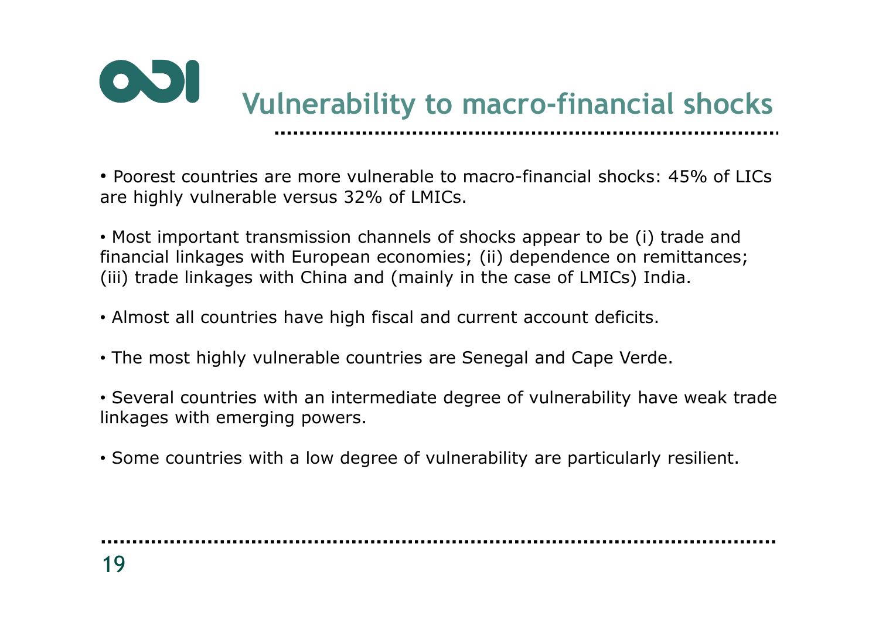# Vulnerability to macro-financial shocks

- Poorest countries are more vulnerable to macro-financial shocks: 45% of LICs are highly vulnerable versus 32% of LMICs.

- Most important transmission channels of shocks appear to be (i) trade and financial linkages with European economies; (ii) dependence on remittances; (iii) trade linkages with China and (mainly in the case of LMICs) India.

- Almost all countries have high fiscal and current account deficits.

- The most highly vulnerable countries are Senegal and Cape Verde.

- Several countries with an intermediate degree of vulnerability have weak trade linkages with emerging powers.

- Some countries with a low degree of vulnerability are particularly resilient.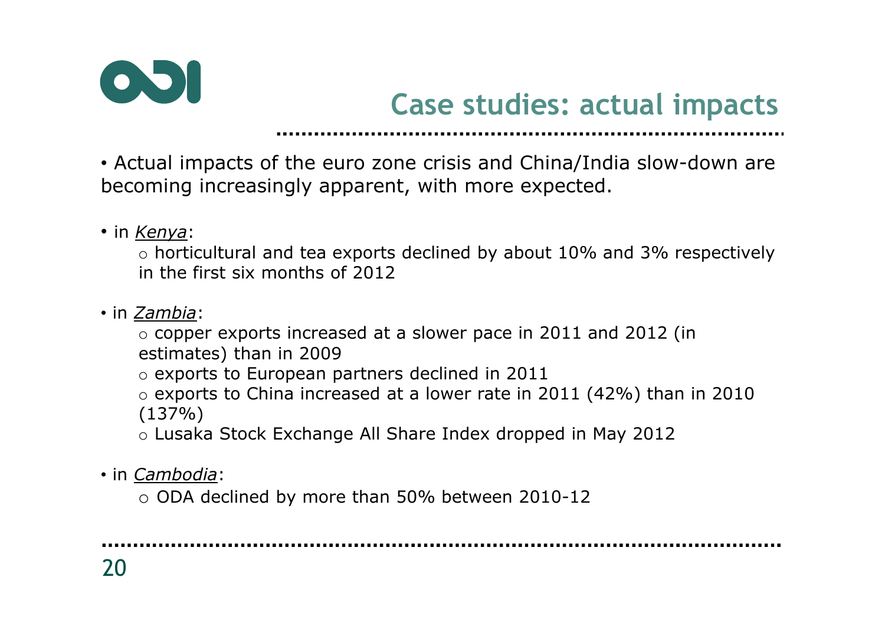## Case studies: actual impacts

- Actual impacts of the euro zone crisis and China/India slow-down are becoming increasingly apparent, with more expected.

- in *Kenya*:
  - horticultural and tea exports declined by about 10% and 3% respectively in the first six months of 2012

- in *Zambia*:
  - copper exports increased at a slower pace in 2011 and 2012 (in estimates) than in 2009
  - exports to European partners declined in 2011
  - exports to China increased at a lower rate in 2011 (42%) than in 2010 (137%)
  - Lusaka Stock Exchange All Share Index dropped in May 2012

- in *Cambodia*:
  - ODA declined by more than 50% between 2010-12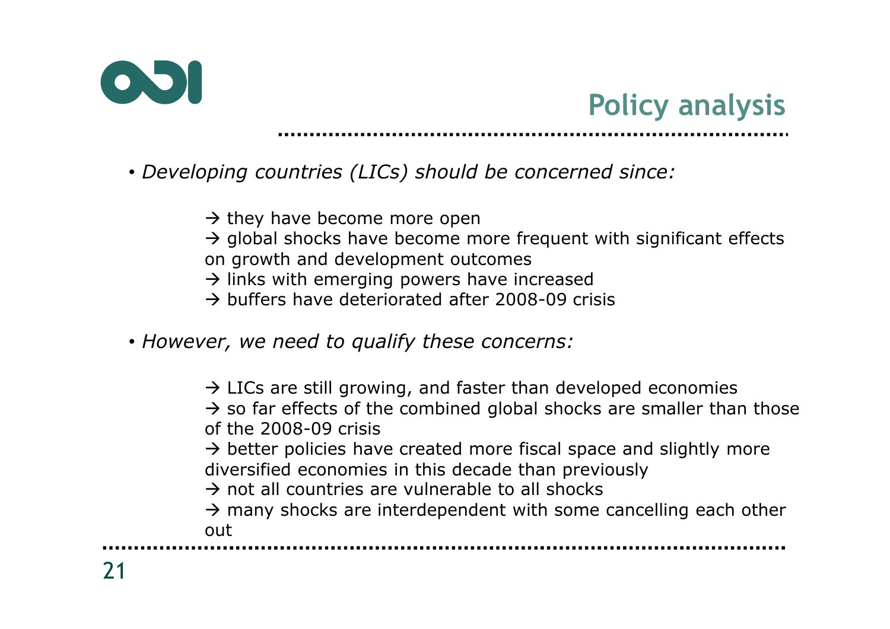# Policy analysis

- *Developing countries (LICs) should be concerned since:*

  → they have become more open
  → global shocks have become more frequent with significant effects on growth and development outcomes
  → links with emerging powers have increased
  → buffers have deteriorated after 2008-09 crisis

- *However, we need to qualify these concerns:*

  → LICs are still growing, and faster than developed economies
  → so far effects of the combined global shocks are smaller than those of the 2008-09 crisis
  → better policies have created more fiscal space and slightly more diversified economies in this decade than previously
  → not all countries are vulnerable to all shocks
  → many shocks are interdependent with some cancelling each other out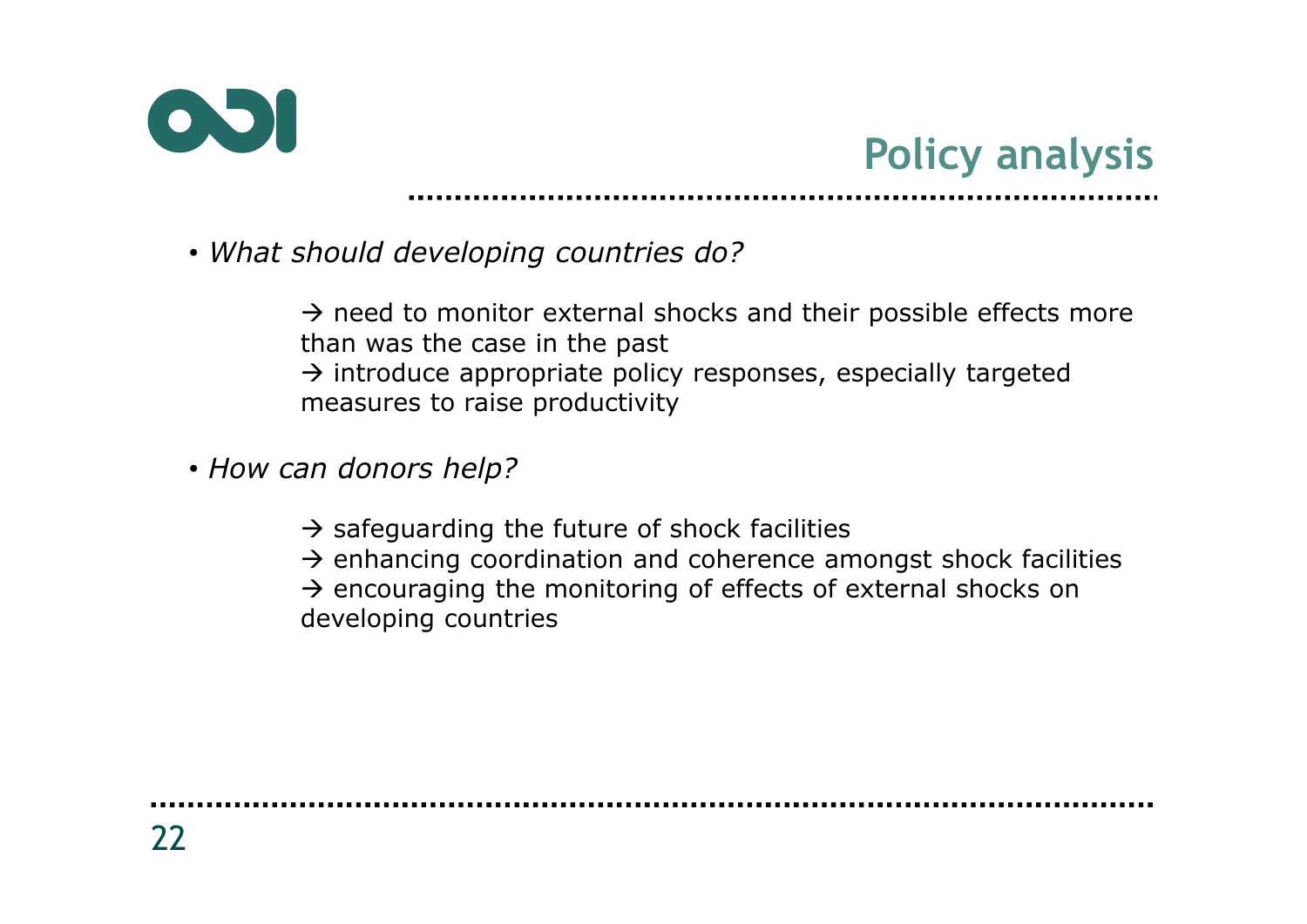# Policy analysis

- *What should developing countries do?*

  → need to monitor external shocks and their possible effects more than was the case in the past
  → introduce appropriate policy responses, especially targeted measures to raise productivity

- *How can donors help?*

  → safeguarding the future of shock facilities
  → enhancing coordination and coherence amongst shock facilities
  → encouraging the monitoring of effects of external shocks on developing countries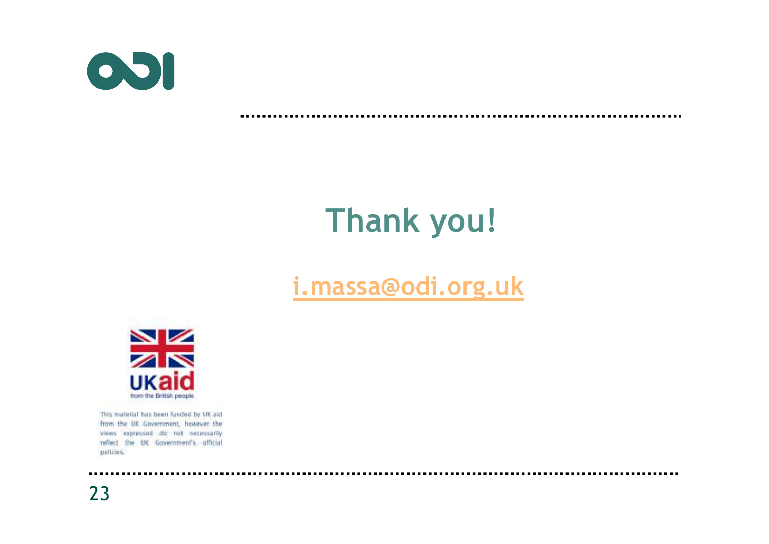# Thank you!

i.massa@odi.org.uk

This material has been funded by UK aid from the UK Government, however the views expressed do not necessarily reflect the UK Government's official policies.